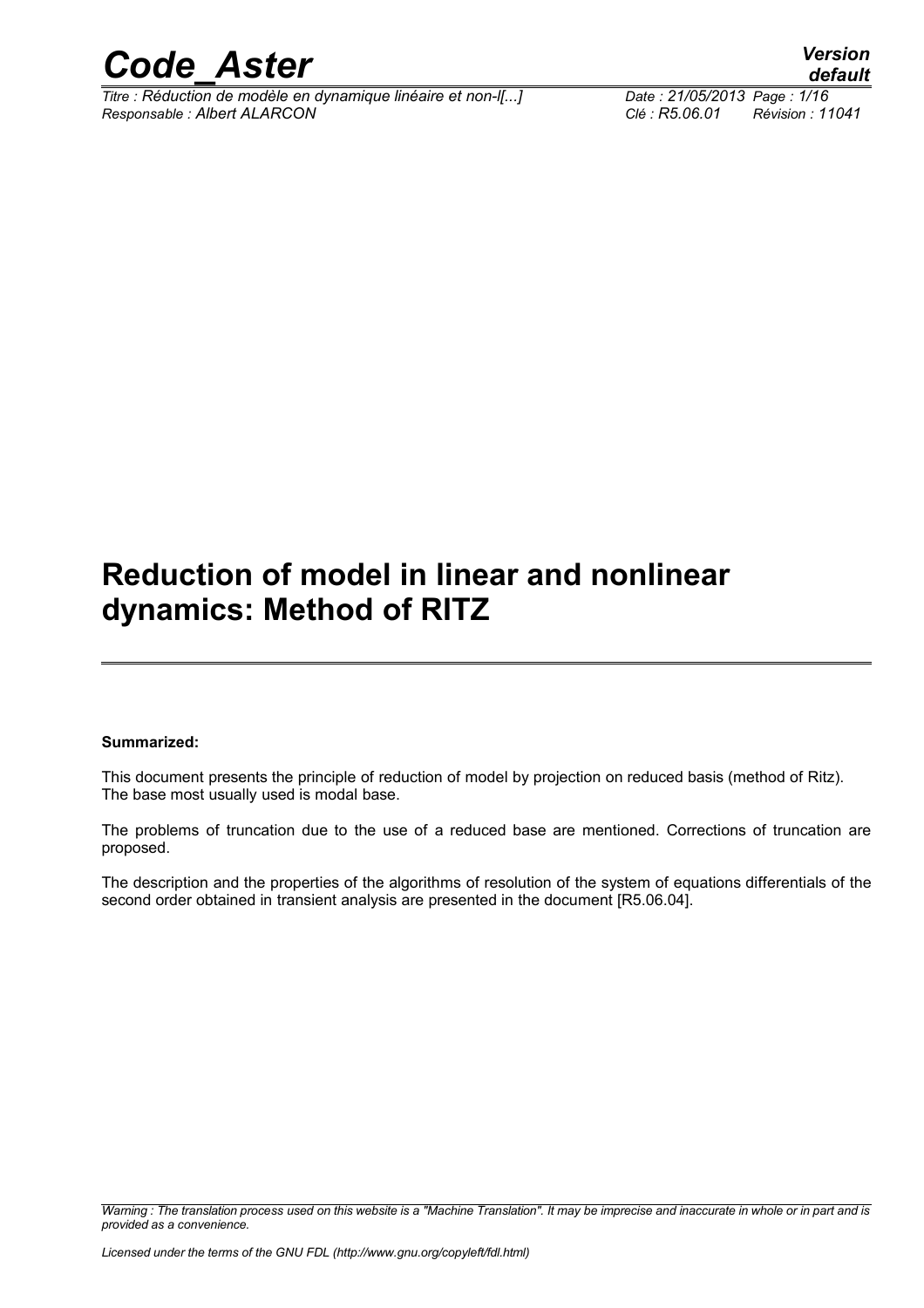# Reduction of model in linear and nonlinear dynamics: Method of RITZ

**Summarized:**

This document presents the principle of reduction of model by projection on reduced basis (method of Ritz). The base most usually used is modal base.

The problems of truncation due to the use of a reduced base are mentioned. Corrections of truncation are proposed.

The description and the properties of the algorithms of resolution of the system of equations differentials of the second order obtained in transient analysis are presented in the document [R5.06.04].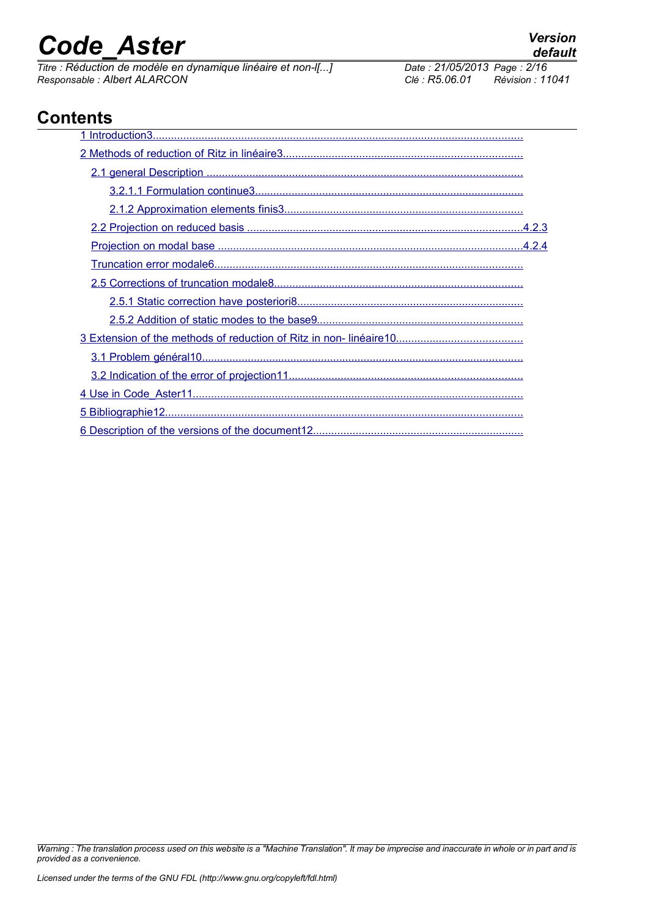# Contents

1 Introduction3

2 Methods of reduction of Ritz in linéaire3

- 2.1 general Description
  - 3.2.1.1 Formulation continue3
  - 2.1.2 Approximation elements finis3
- 2.2 Projection on reduced basis .4.2.3
- Projection on modal base .4.2.4
- Truncation error modale6
- 2.5 Corrections of truncation modale8
  - 2.5.1 Static correction have posteriori8
  - 2.5.2 Addition of static modes to the base9

3 Extension of the methods of reduction of Ritz in non- linéaire10

- 3.1 Problem général10
- 3.2 Indication of the error of projection11

4 Use in Code_Aster11

5 Bibliographie12

6 Description of the versions of the document12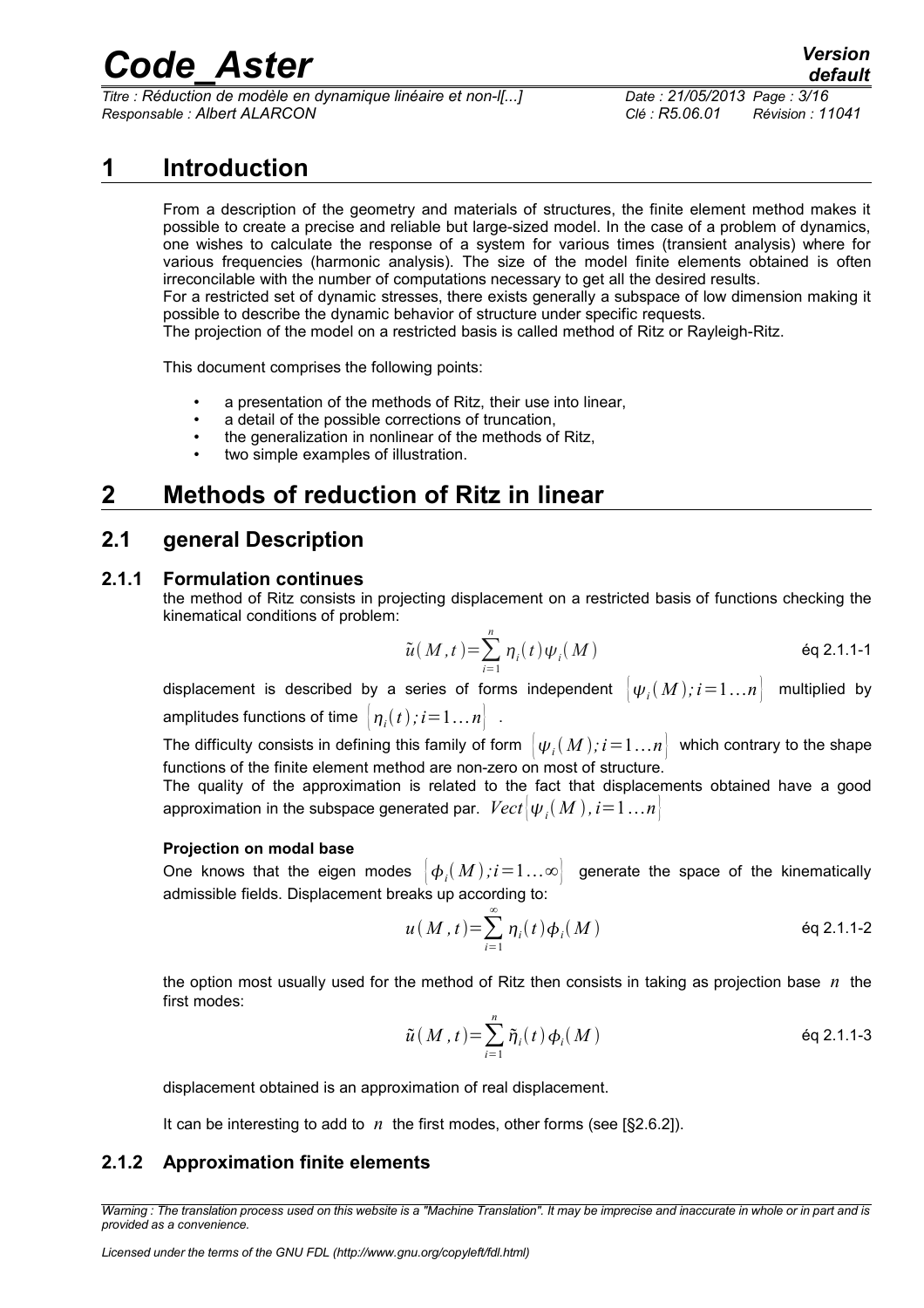# 1 Introduction

From a description of the geometry and materials of structures, the finite element method makes it possible to create a precise and reliable but large-sized model. In the case of a problem of dynamics, one wishes to calculate the response of a system for various times (transient analysis) where for various frequencies (harmonic analysis). The size of the model finite elements obtained is often irreconcilable with the number of computations necessary to get all the desired results.
For a restricted set of dynamic stresses, there exists generally a subspace of low dimension making it possible to describe the dynamic behavior of structure under specific requests.
The projection of the model on a restricted basis is called method of Ritz or Rayleigh-Ritz.

This document comprises the following points:

- a presentation of the methods of Ritz, their use into linear,
- a detail of the possible corrections of truncation,
- the generalization in nonlinear of the methods of Ritz,
- two simple examples of illustration.

# 2 Methods of reduction of Ritz in linear

## 2.1 general Description

### 2.1.1 Formulation continues

the method of Ritz consists in projecting displacement on a restricted basis of functions checking the kinematical conditions of problem:

$$\tilde{u}(M,t)=\sum_{i=1}^{n}\eta_i(t)\psi_i(M) \qquad \text{éq 2.1.1-1}$$

displacement is described by a series of forms independent $\left\{\psi_i(M);i=1\ldots n\right\}$ multiplied by amplitudes functions of time $\left\{\eta_i(t);i=1\ldots n\right\}$ .

The difficulty consists in defining this family of form $\left\{\psi_i(M);i=1\ldots n\right\}$ which contrary to the shape functions of the finite element method are non-zero on most of structure.
The quality of the approximation is related to the fact that displacements obtained have a good approximation in the subspace generated par. $Vect\left\{\psi_i(M),i=1\ldots n\right\}$

**Projection on modal base**

One knows that the eigen modes $\left\{\phi_i(M);i=1\ldots\infty\right\}$ generate the space of the kinematically admissible fields. Displacement breaks up according to:

$$u(M,t)=\sum_{i=1}^{\infty}\eta_i(t)\phi_i(M) \qquad \text{éq 2.1.1-2}$$

the option most usually used for the method of Ritz then consists in taking as projection base $n$ the first modes:

$$\tilde{u}(M,t)=\sum_{i=1}^{n}\tilde{\eta}_i(t)\phi_i(M) \qquad \text{éq 2.1.1-3}$$

displacement obtained is an approximation of real displacement.

It can be interesting to add to $n$ the first modes, other forms (see [§2.6.2]).

### 2.1.2 Approximation finite elements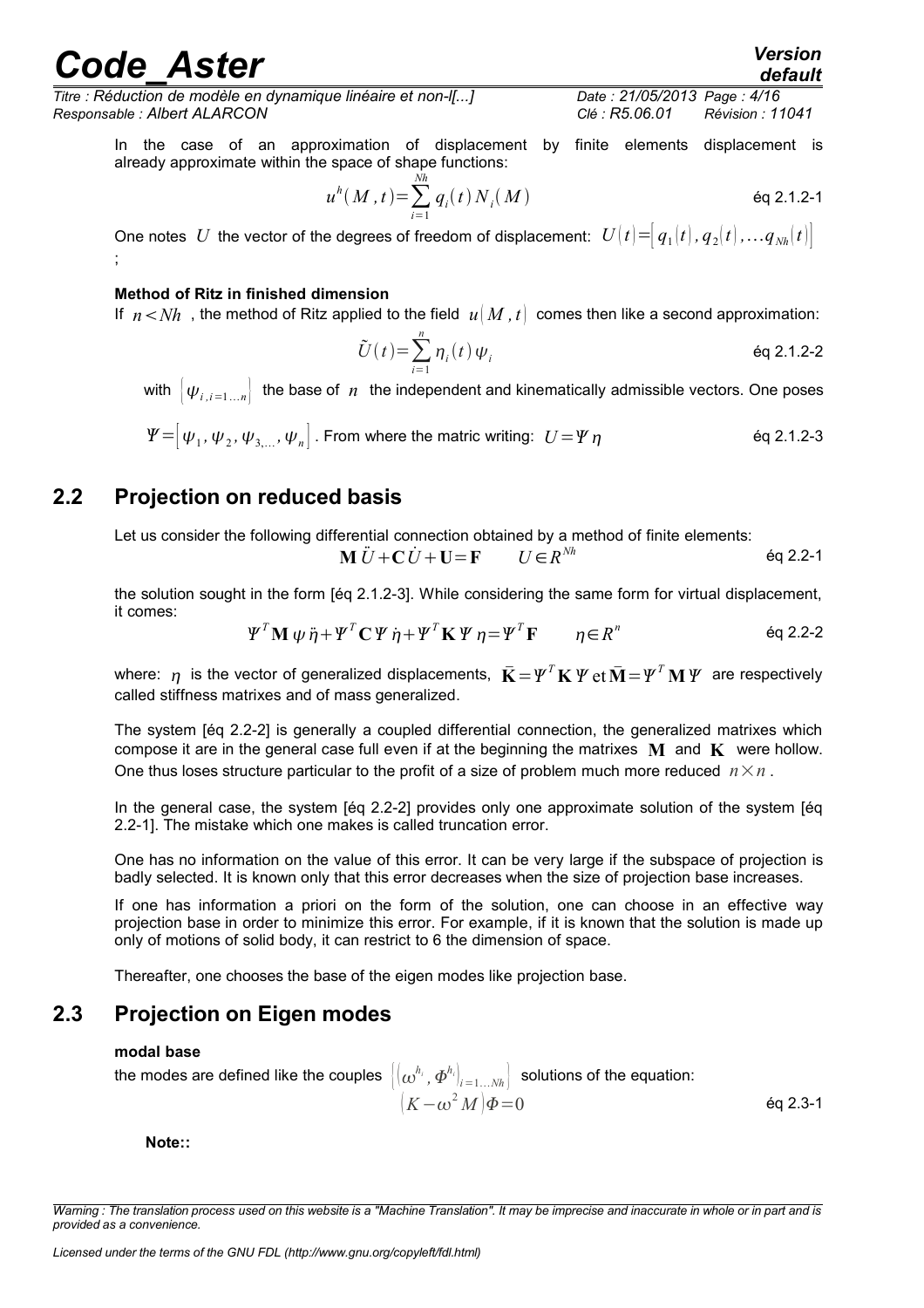In the case of an approximation of displacement by finite elements displacement is already approximate within the space of shape functions:

$$u^h(M,t)=\sum_{i=1}^{Nh} q_i(t)\,N_i(M) \qquad \text{éq 2.1.2-1}$$

One notes $U$ the vector of the degrees of freedom of displacement: $U(t)=\left[q_1(t),q_2(t),\ldots q_{Nh}(t)\right]$ ;

**Method of Ritz in finished dimension**

If $n<Nh$ , the method of Ritz applied to the field $u(M,t)$ comes then like a second approximation:

$$\tilde{U}(t)=\sum_{i=1}^{n}\eta_i(t)\,\psi_i \qquad \text{éq 2.1.2-2}$$

with $\left[\psi_{i,i=1\ldots n}\right]$ the base of $n$ the independent and kinematically admissible vectors. One poses

$\Psi=\left[\psi_1,\psi_2,\psi_{3,\ldots},\psi_n\right]$ . From where the matric writing: $U=\Psi\,\eta$ éq 2.1.2-3

## 2.2 Projection on reduced basis

Let us consider the following differential connection obtained by a method of finite elements:

$$\mathbf{M}\,\ddot{U}+\mathbf{C}\,\dot{U}+\mathbf{U}=\mathbf{F} \qquad U\in R^{Nh} \qquad \text{éq 2.2-1}$$

the solution sought in the form [éq 2.1.2-3]. While considering the same form for virtual displacement, it comes:

$$\Psi^T\mathbf{M}\,\psi\,\ddot{\eta}+\Psi^T\mathbf{C}\,\Psi\,\dot{\eta}+\Psi^T\mathbf{K}\,\Psi\,\eta=\Psi^T\mathbf{F} \qquad \eta\in R^n \qquad \text{éq 2.2-2}$$

where: $\eta$ is the vector of generalized displacements, $\bar{\mathbf{K}}=\Psi^T\mathbf{K}\,\Psi\ \text{et}\ \bar{\mathbf{M}}=\Psi^T\mathbf{M}\,\Psi$ are respectively called stiffness matrixes and of mass generalized.

The system [éq 2.2-2] is generally a coupled differential connection, the generalized matrixes which compose it are in the general case full even if at the beginning the matrixes $\mathbf{M}$ and $\mathbf{K}$ were hollow. One thus loses structure particular to the profit of a size of problem much more reduced $n\times n$ .

In the general case, the system [éq 2.2-2] provides only one approximate solution of the system [éq 2.2-1]. The mistake which one makes is called truncation error.

One has no information on the value of this error. It can be very large if the subspace of projection is badly selected. It is known only that this error decreases when the size of projection base increases.

If one has information a priori on the form of the solution, one can choose in an effective way projection base in order to minimize this error. For example, if it is known that the solution is made up only of motions of solid body, it can restrict to 6 the dimension of space.

Thereafter, one chooses the base of the eigen modes like projection base.

## 2.3 Projection on Eigen modes

**modal base**

the modes are defined like the couples $\left[\left(\omega^{h_i},\Phi^{h_i}\right)_{i=1\ldots Nh}\right]$ solutions of the equation:

$$\left(K-\omega^2 M\right)\Phi=0 \qquad \text{éq 2.3-1}$$

**Note::**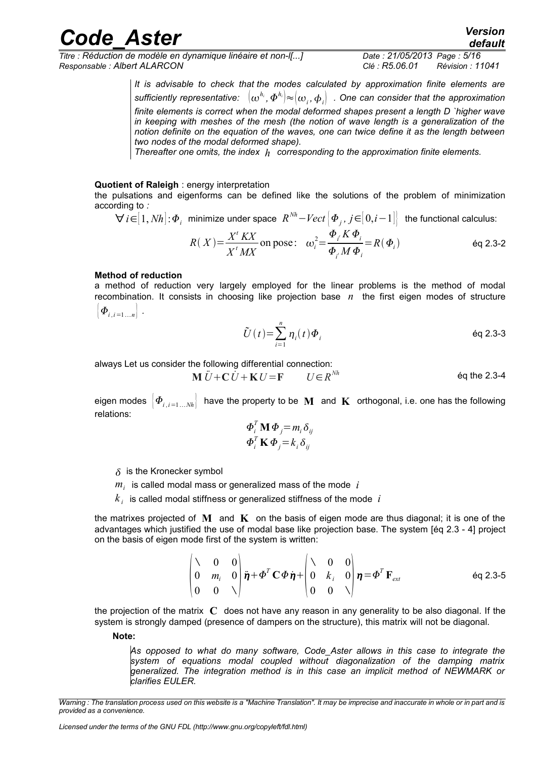*It is advisable to check that the modes calculated by approximation finite elements are sufficiently representative: $(\omega^{h_i}, \Phi^{h_i}) \approx (\omega_i, \phi_i)$ . One can consider that the approximation finite elements is correct when the modal deformed shapes present a length D `higher wave in keeping with meshes of the mesh (the notion of wave length is a generalization of the notion definite on the equation of the waves, one can twice define it as the length between two nodes of the modal deformed shape).*

*Thereafter one omits, the index $h$ corresponding to the approximation finite elements.*

**Quotient of Raleigh** : energy interpretation

the pulsations and eigenforms can be defined like the solutions of the problem of minimization according to *:*

$\forall i \in [1, Nh] : \Phi_i$ minimize under space $R^{Nh} - Vect\{\Phi_j, j \in [0, i-1]\}$ the functional calculus:

$$R(X) = \frac{X^t KX}{X^t MX} \text{ on pose: } \quad \omega_i^2 = \frac{\Phi_{i'} K \Phi_i}{\Phi_{i'} M \Phi_i} = R(\Phi_i) \qquad \text{éq 2.3-2}$$

**Method of reduction**

a method of reduction very largely employed for the linear problems is the method of modal recombination. It consists in choosing like projection base $n$ the first eigen modes of structure $\{\Phi_{i, i=1 \ldots n}\}$ .

$$\tilde{U}(t) = \sum_{i=1}^{n} \eta_i(t) \Phi_i \qquad \text{éq 2.3-3}$$

always Let us consider the following differential connection:

$$\mathbf{M}\ddot{U} + \mathbf{C}\dot{U} + \mathbf{K}U = \mathbf{F} \qquad U \in R^{Nh} \qquad \text{éq the 2.3-4}$$

eigen modes $\{\Phi_{i, i=1 \ldots Nh}\}$ have the property to be $\mathbf{M}$ and $\mathbf{K}$ orthogonal, i.e. one has the following relations:

$$\Phi_i^T \mathbf{M} \Phi_j = m_i \delta_{ij}$$
$$\Phi_i^T \mathbf{K} \Phi_j = k_i \delta_{ij}$$

- $\delta$ is the Kronecker symbol
- $m_i$ is called modal mass or generalized mass of the mode $i$
- $k_i$ is called modal stiffness or generalized stiffness of the mode $i$

the matrixes projected of $\mathbf{M}$ and $\mathbf{K}$ on the basis of eigen mode are thus diagonal; it is one of the advantages which justified the use of modal base like projection base. The system [éq 2.3 - 4] project on the basis of eigen mode first of the system is written:

$$\begin{pmatrix} \ddots & 0 & 0 \\ 0 & m_i & 0 \\ 0 & 0 & \ddots \end{pmatrix} \ddot{\boldsymbol{\eta}} + \Phi^T \mathbf{C} \Phi \dot{\boldsymbol{\eta}} + \begin{pmatrix} \ddots & 0 & 0 \\ 0 & k_i & 0 \\ 0 & 0 & \ddots \end{pmatrix} \boldsymbol{\eta} = \Phi^T \mathbf{F}_{ext} \qquad \text{éq 2.3-5}$$

the projection of the matrix $\mathbf{C}$ does not have any reason in any generality to be also diagonal. If the system is strongly damped (presence of dampers on the structure), this matrix will not be diagonal.

**Note:**

*As opposed to what do many software, Code_Aster allows in this case to integrate the system of equations modal coupled without diagonalization of the damping matrix generalized. The integration method is in this case an implicit method of NEWMARK or clarifies EULER.*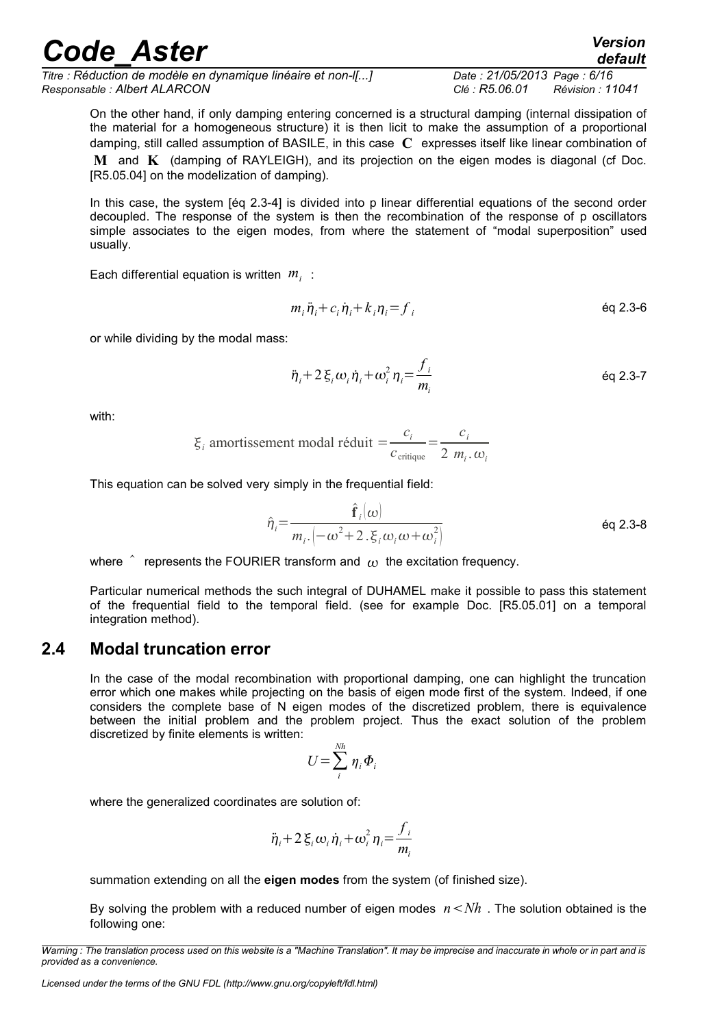On the other hand, if only damping entering concerned is a structural damping (internal dissipation of the material for a homogeneous structure) it is then licit to make the assumption of a proportional damping, still called assumption of BASILE, in this case $\mathbf{C}$ expresses itself like linear combination of $\mathbf{M}$ and $\mathbf{K}$ (damping of RAYLEIGH), and its projection on the eigen modes is diagonal (cf Doc. [R5.05.04] on the modelization of damping).

In this case, the system [éq 2.3-4] is divided into p linear differential equations of the second order decoupled. The response of the system is then the recombination of the response of p oscillators simple associates to the eigen modes, from where the statement of "modal superposition" used usually.

Each differential equation is written $m_i$ :

$$m_i \ddot{\eta}_i + c_i \dot{\eta}_i + k_i \eta_i = f_i \qquad \text{éq 2.3-6}$$

or while dividing by the modal mass:

$$\ddot{\eta}_i + 2\xi_i \omega_i \dot{\eta}_i + \omega_i^2 \eta_i = \frac{f_i}{m_i} \qquad \text{éq 2.3-7}$$

with:

$$\xi_i \text{ amortissement modal réduit } = \frac{c_i}{c_{\text{critique}}} = \frac{c_i}{2\ m_i . \omega_i}$$

This equation can be solved very simply in the frequential field:

$$\hat{\eta}_i = \frac{\hat{\mathbf{f}}_i(\omega)}{m_i . \left(-\omega^2 + 2.\xi_i \omega_i \omega + \omega_i^2\right)} \qquad \text{éq 2.3-8}$$

where $\hat{}$ represents the FOURIER transform and $\omega$ the excitation frequency.

Particular numerical methods the such integral of DUHAMEL make it possible to pass this statement of the frequential field to the temporal field. (see for example Doc. [R5.05.01] on a temporal integration method).

## 2.4 Modal truncation error

In the case of the modal recombination with proportional damping, one can highlight the truncation error which one makes while projecting on the basis of eigen mode first of the system. Indeed, if one considers the complete base of N eigen modes of the discretized problem, there is equivalence between the initial problem and the problem project. Thus the exact solution of the problem discretized by finite elements is written:

$$U = \sum_{i}^{Nh} \eta_i \Phi_i$$

where the generalized coordinates are solution of:

$$\ddot{\eta}_i + 2\xi_i \omega_i \dot{\eta}_i + \omega_i^2 \eta_i = \frac{f_i}{m_i}$$

summation extending on all the **eigen modes** from the system (of finished size).

By solving the problem with a reduced number of eigen modes $n < Nh$ . The solution obtained is the following one: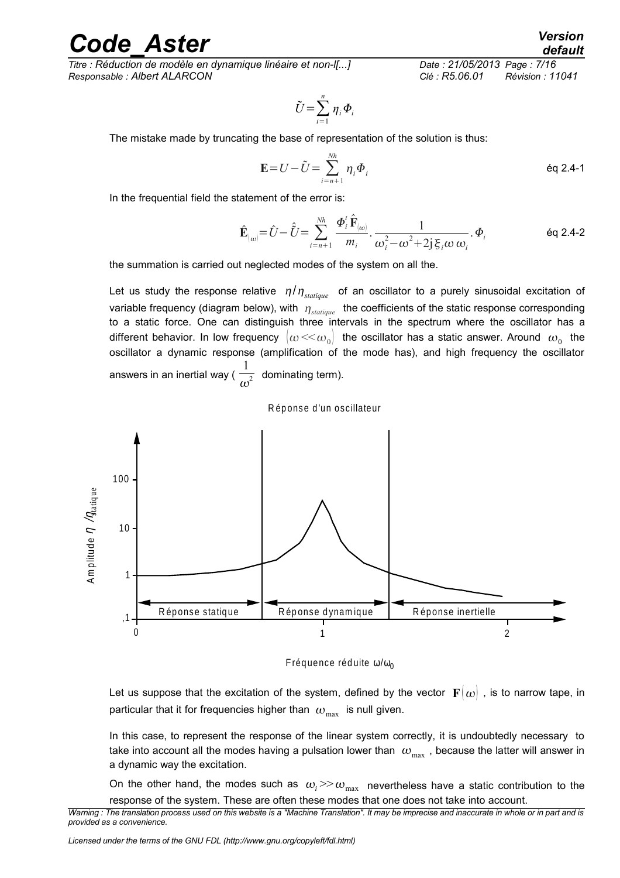$$\tilde{U}=\sum_{i=1}^{n}\eta_i\Phi_i$$

The mistake made by truncating the base of representation of the solution is thus:

$$\mathbf{E}=U-\tilde{U}=\sum_{i=n+1}^{Nh}\eta_i\Phi_i \qquad \text{éq 2.4-1}$$

In the frequential field the statement of the error is:

$$\hat{\mathbf{E}}_{(\omega)}=\hat{U}-\hat{\tilde{U}}=\sum_{i=n+1}^{Nh}\frac{\Phi_i^t\hat{\mathbf{F}}_{(\omega)}}{m_i}\cdot\frac{1}{\omega_i^2-\omega^2+2j\xi_i\omega\omega_i}\cdot\Phi_i \qquad \text{éq 2.4-2}$$

the summation is carried out neglected modes of the system on all the.

Let us study the response relative $\eta/\eta_{statique}$ of an oscillator to a purely sinusoidal excitation of variable frequency (diagram below), with $\eta_{statique}$ the coefficients of the static response corresponding to a static force. One can distinguish three intervals in the spectrum where the oscillator has a different behavior. In low frequency $(\omega<<\omega_0)$ the oscillator has a static answer. Around $\omega_0$ the oscillator a dynamic response (amplification of the mode has), and high frequency the oscillator answers in an inertial way ( $\frac{1}{\omega^2}$ dominating term).

Réponse d'un oscillateur

Amplitude $\eta/\eta_{statique}$ — Réponse statique — Réponse dynamique — Réponse inertielle

Fréquence réduite $\omega/\omega_0$

Let us suppose that the excitation of the system, defined by the vector $\mathbf{F}(\omega)$, is to narrow tape, in particular that it for frequencies higher than $\omega_{max}$ is null given.

In this case, to represent the response of the linear system correctly, it is undoubtedly necessary to take into account all the modes having a pulsation lower than $\omega_{max}$, because the latter will answer in a dynamic way the excitation.

On the other hand, the modes such as $\omega_i>>\omega_{max}$ nevertheless have a static contribution to the response of the system. These are often these modes that one does not take into account.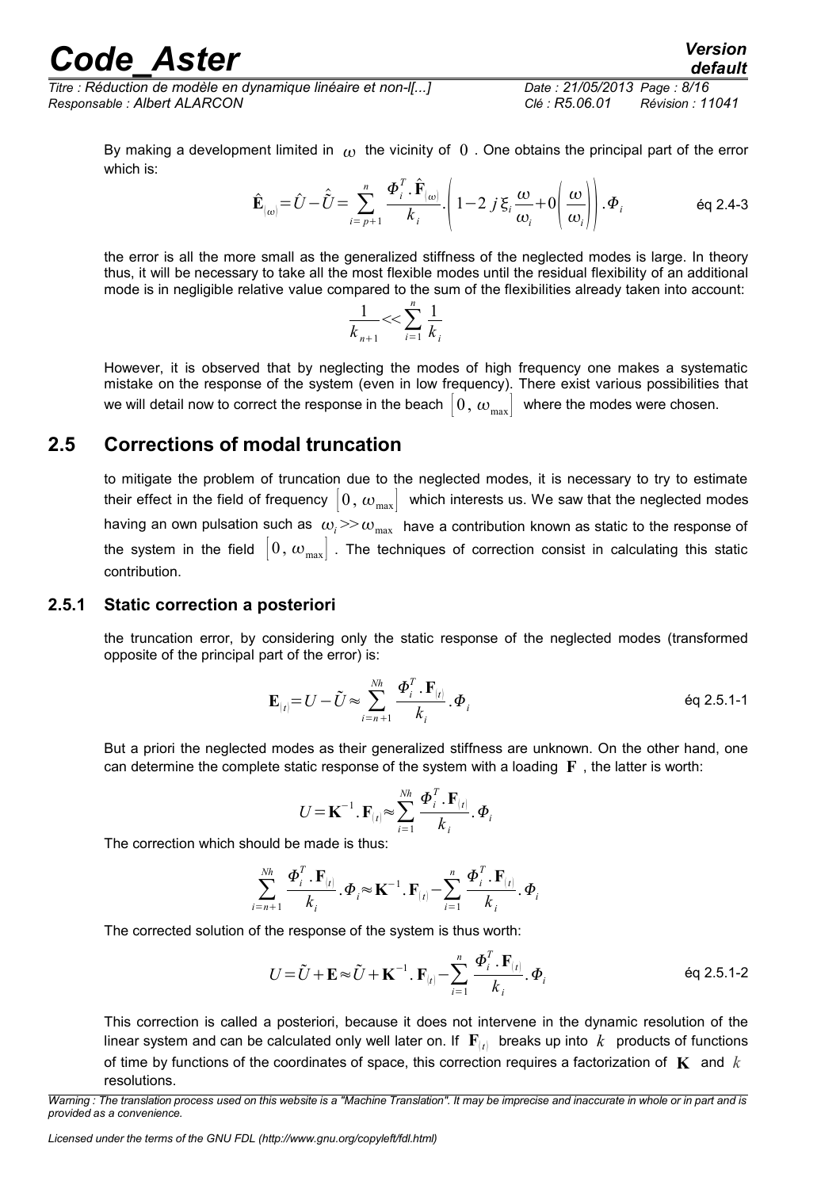By making a development limited in $\omega$ the vicinity of $0$ . One obtains the principal part of the error which is:

$$\hat{\mathbf{E}}_{(\omega)}=\hat{U}-\hat{\tilde{U}}=\sum_{i=p+1}^{n}\frac{\Phi_i^T.\hat{\mathbf{F}}_{(\omega)}}{k_i}.\left(1-2\,j\,\xi_i\frac{\omega}{\omega_i}+0\left(\frac{\omega}{\omega_i}\right)\right).\Phi_i \qquad \text{éq 2.4-3}$$

the error is all the more small as the generalized stiffness of the neglected modes is large. In theory thus, it will be necessary to take all the most flexible modes until the residual flexibility of an additional mode is in negligible relative value compared to the sum of the flexibilities already taken into account:

$$\frac{1}{k_{n+1}}<<\sum_{i=1}^{n}\frac{1}{k_i}$$

However, it is observed that by neglecting the modes of high frequency one makes a systematic mistake on the response of the system (even in low frequency). There exist various possibilities that we will detail now to correct the response in the beach $\left[0,\,\omega_{\max}\right]$ where the modes were chosen.

## 2.5 Corrections of modal truncation

to mitigate the problem of truncation due to the neglected modes, it is necessary to try to estimate their effect in the field of frequency $\left[0,\,\omega_{\max}\right]$ which interests us. We saw that the neglected modes having an own pulsation such as $\omega_i>>\omega_{\max}$ have a contribution known as static to the response of the system in the field $\left[0,\,\omega_{\max}\right]$. The techniques of correction consist in calculating this static contribution.

### 2.5.1 Static correction a posteriori

the truncation error, by considering only the static response of the neglected modes (transformed opposite of the principal part of the error) is:

$$\mathbf{E}_{(t)}=U-\tilde{U}\approx\sum_{i=n+1}^{Nh}\frac{\Phi_i^T.\mathbf{F}_{(t)}}{k_i}.\Phi_i \qquad \text{éq 2.5.1-1}$$

But a priori the neglected modes as their generalized stiffness are unknown. On the other hand, one can determine the complete static response of the system with a loading $\mathbf{F}$ , the latter is worth:

$$U=\mathbf{K}^{-1}.\mathbf{F}_{(t)}\approx\sum_{i=1}^{Nh}\frac{\Phi_i^T.\mathbf{F}_{(t)}}{k_i}.\Phi_i$$

The correction which should be made is thus:

$$\sum_{i=n+1}^{Nh}\frac{\Phi_i^T.\mathbf{F}_{(t)}}{k_i}.\Phi_i\approx\mathbf{K}^{-1}.\mathbf{F}_{(t)}-\sum_{i=1}^{n}\frac{\Phi_i^T.\mathbf{F}_{(t)}}{k_i}.\Phi_i$$

The corrected solution of the response of the system is thus worth:

$$U=\tilde{U}+\mathbf{E}\approx\tilde{U}+\mathbf{K}^{-1}.\mathbf{F}_{(t)}-\sum_{i=1}^{n}\frac{\Phi_i^T.\mathbf{F}_{(t)}}{k_i}.\Phi_i \qquad \text{éq 2.5.1-2}$$

This correction is called a posteriori, because it does not intervene in the dynamic resolution of the linear system and can be calculated only well later on. If $\mathbf{F}_{(t)}$ breaks up into $k$ products of functions of time by functions of the coordinates of space, this correction requires a factorization of $\mathbf{K}$ and $k$ resolutions.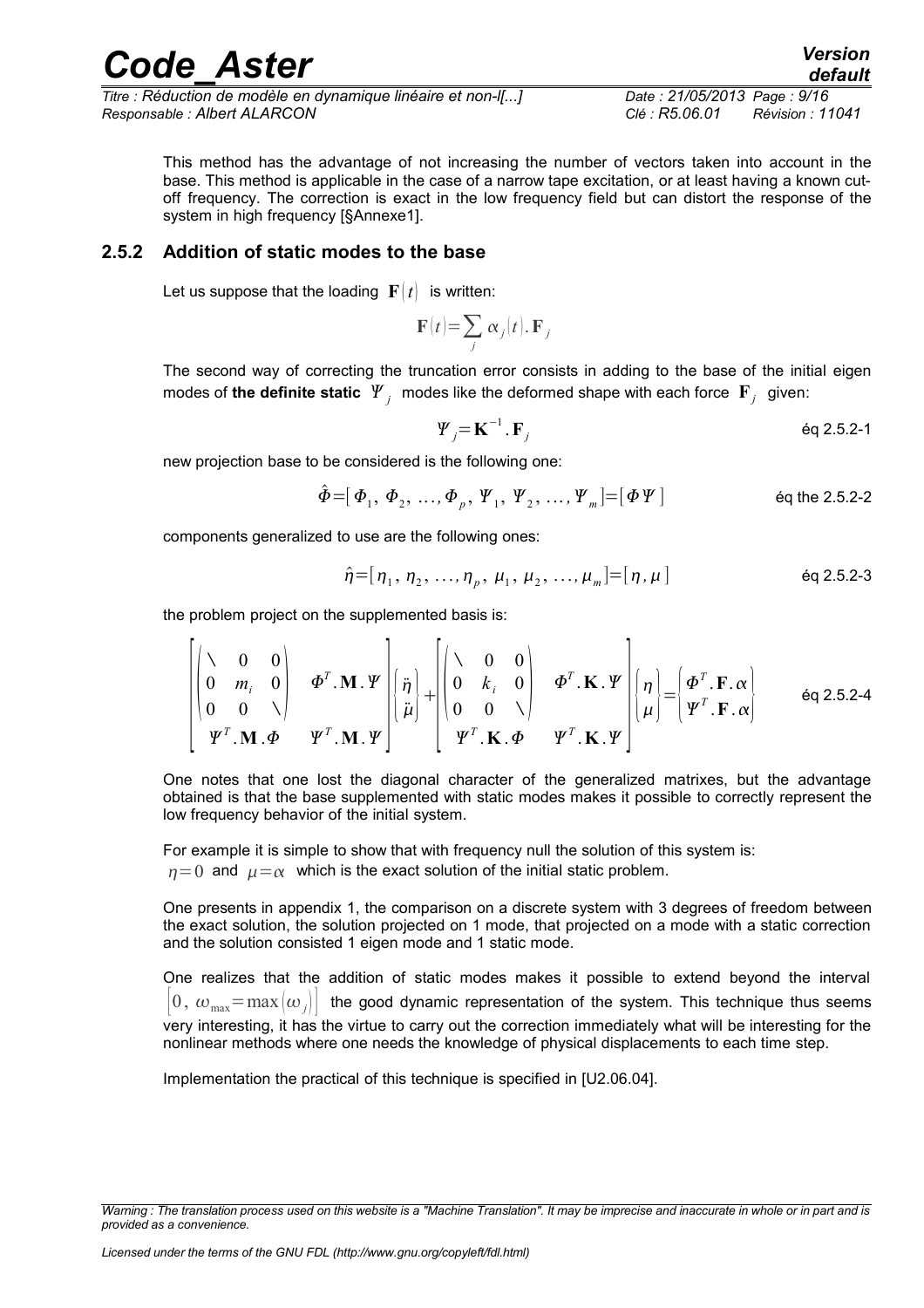This method has the advantage of not increasing the number of vectors taken into account in the base. This method is applicable in the case of a narrow tape excitation, or at least having a known cut-off frequency. The correction is exact in the low frequency field but can distort the response of the system in high frequency [§Annexe1].

### 2.5.2 Addition of static modes to the base

Let us suppose that the loading $\mathbf{F}(t)$ is written:

$$\mathbf{F}(t)=\sum_j \alpha_j(t).\mathbf{F}_j$$

The second way of correcting the truncation error consists in adding to the base of the initial eigen modes of **the definite static** $\Psi_j$ modes like the deformed shape with each force $\mathbf{F}_j$ given:

$$\Psi_j=\mathbf{K}^{-1}.\mathbf{F}_j \qquad \text{éq 2.5.2-1}$$

new projection base to be considered is the following one:

$$\hat{\Phi}=[\Phi_1,\ \Phi_2,\ \ldots,\Phi_p,\ \Psi_1,\ \Psi_2,\ \ldots,\Psi_m]=[\Phi\,\Psi] \qquad \text{éq the 2.5.2-2}$$

components generalized to use are the following ones:

$$\hat{\eta}=[\eta_1,\ \eta_2,\ \ldots,\eta_p,\ \mu_1,\ \mu_2,\ \ldots,\mu_m]=[\eta,\mu] \qquad \text{éq 2.5.2-3}$$

the problem project on the supplemented basis is:

$$\begin{bmatrix} \begin{pmatrix} \backslash & 0 & 0 \\ 0 & m_i & 0 \\ 0 & 0 & \backslash \end{pmatrix} & \Phi^T.\mathbf{M}.\Psi \\ \Psi^T.\mathbf{M}.\Phi & \Psi^T.\mathbf{M}.\Psi \end{bmatrix} \begin{pmatrix} \ddot{\eta} \\ \ddot{\mu} \end{pmatrix} + \begin{bmatrix} \begin{pmatrix} \backslash & 0 & 0 \\ 0 & k_i & 0 \\ 0 & 0 & \backslash \end{pmatrix} & \Phi^T.\mathbf{K}.\Psi \\ \Psi^T.\mathbf{K}.\Phi & \Psi^T.\mathbf{K}.\Psi \end{bmatrix} \begin{pmatrix} \eta \\ \mu \end{pmatrix} = \begin{pmatrix} \Phi^T.\mathbf{F}.\alpha \\ \Psi^T.\mathbf{F}.\alpha \end{pmatrix} \qquad \text{éq 2.5.2-4}$$

One notes that one lost the diagonal character of the generalized matrixes, but the advantage obtained is that the base supplemented with static modes makes it possible to correctly represent the low frequency behavior of the initial system.

For example it is simple to show that with frequency null the solution of this system is:
$\eta=0$ and $\mu=\alpha$ which is the exact solution of the initial static problem.

One presents in appendix 1, the comparison on a discrete system with 3 degrees of freedom between the exact solution, the solution projected on 1 mode, that projected on a mode with a static correction and the solution consisted 1 eigen mode and 1 static mode.

One realizes that the addition of static modes makes it possible to extend beyond the interval $\left[0,\ \omega_{max}=\max(\omega_j)\right]$ the good dynamic representation of the system. This technique thus seems very interesting, it has the virtue to carry out the correction immediately what will be interesting for the nonlinear methods where one needs the knowledge of physical displacements to each time step.

Implementation the practical of this technique is specified in [U2.06.04].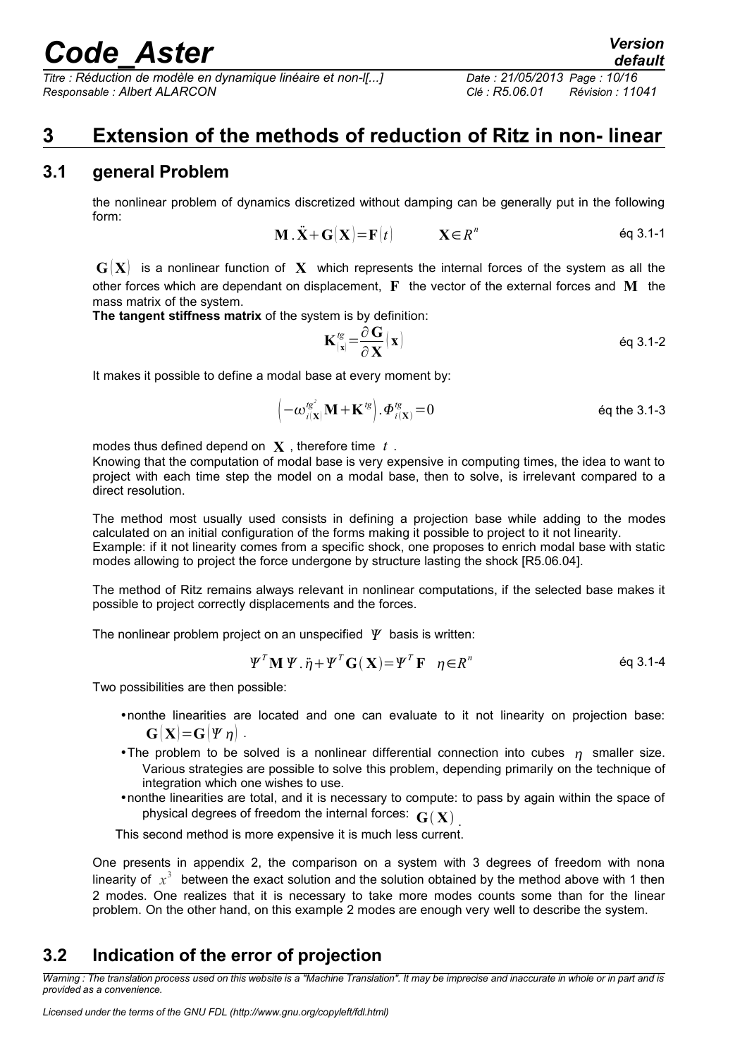# 3 Extension of the methods of reduction of Ritz in non- linear

## 3.1 general Problem

the nonlinear problem of dynamics discretized without damping can be generally put in the following form:

$$\mathbf{M}.\ddot{\mathbf{X}}+\mathbf{G}(\mathbf{X})=\mathbf{F}(t) \qquad \mathbf{X}\in R^n \qquad \text{éq 3.1-1}$$

$\mathbf{G}(\mathbf{X})$ is a nonlinear function of $\mathbf{X}$ which represents the internal forces of the system as all the other forces which are dependant on displacement, $\mathbf{F}$ the vector of the external forces and $\mathbf{M}$ the mass matrix of the system.

**The tangent stiffness matrix** of the system is by definition:

$$\mathbf{K}^{tg}_{(\mathbf{x})}=\frac{\partial \mathbf{G}}{\partial \mathbf{X}}(\mathbf{x}) \qquad \text{éq 3.1-2}$$

It makes it possible to define a modal base at every moment by:

$$\left(-\omega^{tg^2}_{i(\mathbf{X})}\mathbf{M}+\mathbf{K}^{tg}\right).\Phi^{tg}_{i(\mathbf{X})}=0 \qquad \text{éq the 3.1-3}$$

modes thus defined depend on $\mathbf{X}$, therefore time $t$.

Knowing that the computation of modal base is very expensive in computing times, the idea to want to project with each time step the model on a modal base, then to solve, is irrelevant compared to a direct resolution.

The method most usually used consists in defining a projection base while adding to the modes calculated on an initial configuration of the forms making it possible to project to it not linearity.

Example: if it not linearity comes from a specific shock, one proposes to enrich modal base with static modes allowing to project the force undergone by structure lasting the shock [R5.06.04].

The method of Ritz remains always relevant in nonlinear computations, if the selected base makes it possible to project correctly displacements and the forces.

The nonlinear problem project on an unspecified $\Psi$ basis is written:

$$\Psi^T\mathbf{M}\,\Psi.\ddot{\eta}+\Psi^T\mathbf{G}(\mathbf{X})=\Psi^T\mathbf{F} \quad \eta\in R^n \qquad \text{éq 3.1-4}$$

Two possibilities are then possible:

- nonthe linearities are located and one can evaluate to it not linearity on projection base: $\mathbf{G}(\mathbf{X})=\mathbf{G}(\Psi\,\eta)$.
- The problem to be solved is a nonlinear differential connection into cubes $\eta$ smaller size. Various strategies are possible to solve this problem, depending primarily on the technique of integration which one wishes to use.
- nonthe linearities are total, and it is necessary to compute: to pass by again within the space of physical degrees of freedom the internal forces: $\mathbf{G}(\mathbf{X})$.

This second method is more expensive it is much less current.

One presents in appendix 2, the comparison on a system with 3 degrees of freedom with nona linearity of $x^3$ between the exact solution and the solution obtained by the method above with 1 then 2 modes. One realizes that it is necessary to take more modes counts some than for the linear problem. On the other hand, on this example 2 modes are enough very well to describe the system.

## 3.2 Indication of the error of projection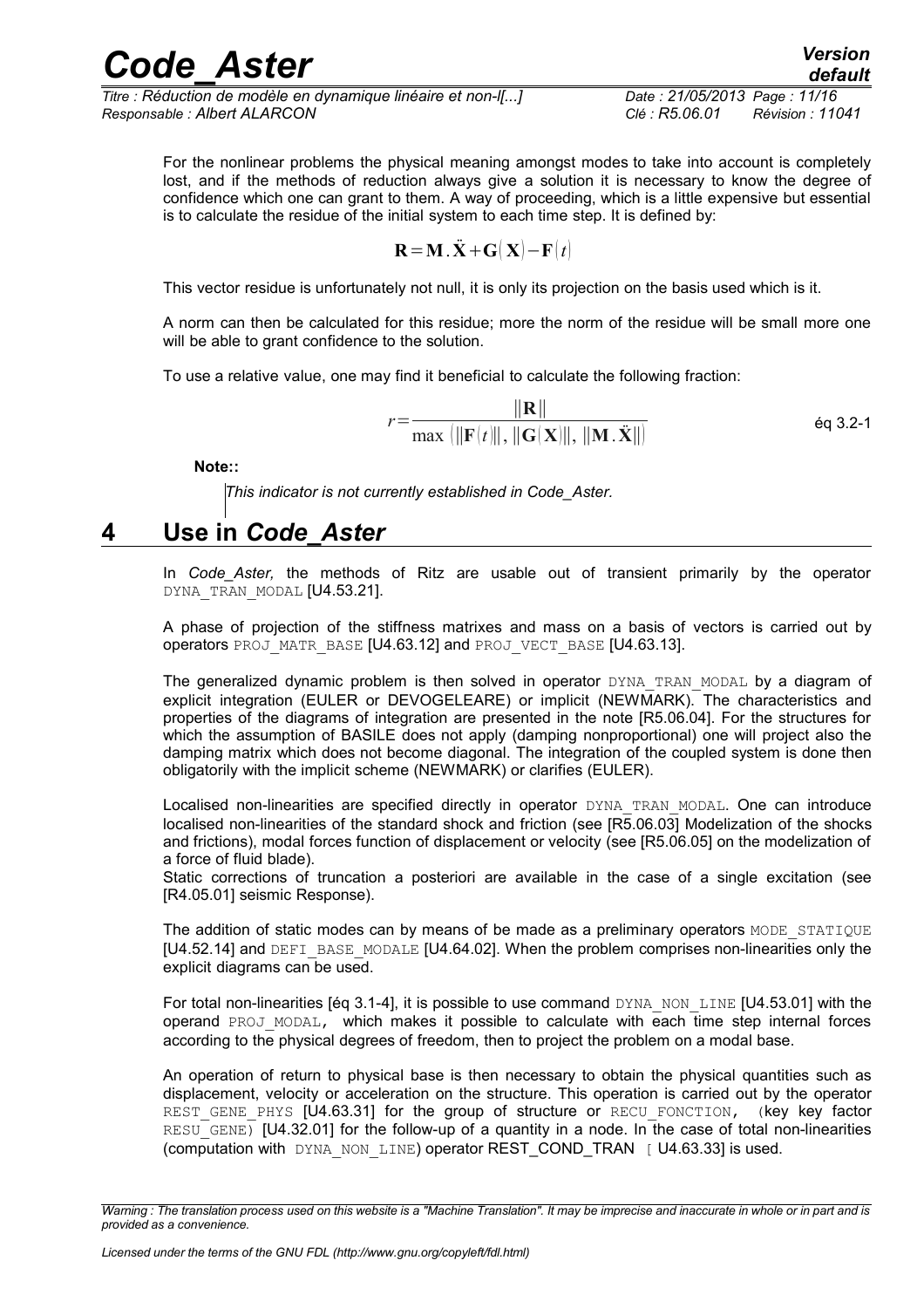For the nonlinear problems the physical meaning amongst modes to take into account is completely lost, and if the methods of reduction always give a solution it is necessary to know the degree of confidence which one can grant to them. A way of proceeding, which is a little expensive but essential is to calculate the residue of the initial system to each time step. It is defined by:

$$\mathbf{R} = \mathbf{M}.\ddot{\mathbf{X}} + \mathbf{G}(\mathbf{X}) - \mathbf{F}(t)$$

This vector residue is unfortunately not null, it is only its projection on the basis used which is it.

A norm can then be calculated for this residue; more the norm of the residue will be small more one will be able to grant confidence to the solution.

To use a relative value, one may find it beneficial to calculate the following fraction:

$$r = \frac{\|\mathbf{R}\|}{\max\left(\|\mathbf{F}(t)\|, \|\mathbf{G}(\mathbf{X})\|, \|\mathbf{M}.\ddot{\mathbf{X}}\|\right)} \qquad \text{éq 3.2-1}$$

**Note::**

*This indicator is not currently established in Code_Aster.*

# 4 Use in *Code_Aster*

In *Code_Aster,* the methods of Ritz are usable out of transient primarily by the operator `DYNA_TRAN_MODAL` [U4.53.21].

A phase of projection of the stiffness matrixes and mass on a basis of vectors is carried out by operators `PROJ_MATR_BASE` [U4.63.12] and `PROJ_VECT_BASE` [U4.63.13].

The generalized dynamic problem is then solved in operator `DYNA_TRAN_MODAL` by a diagram of explicit integration (EULER or DEVOGELEARE) or implicit (NEWMARK). The characteristics and properties of the diagrams of integration are presented in the note [R5.06.04]. For the structures for which the assumption of BASILE does not apply (damping nonproportional) one will project also the damping matrix which does not become diagonal. The integration of the coupled system is done then obligatorily with the implicit scheme (NEWMARK) or clarifies (EULER).

Localised non-linearities are specified directly in operator `DYNA_TRAN_MODAL`. One can introduce localised non-linearities of the standard shock and friction (see [R5.06.03] Modelization of the shocks and frictions), modal forces function of displacement or velocity (see [R5.06.05] on the modelization of a force of fluid blade).
Static corrections of truncation a posteriori are available in the case of a single excitation (see [R4.05.01] seismic Response).

The addition of static modes can by means of be made as a preliminary operators `MODE_STATIQUE` [U4.52.14] and `DEFI_BASE_MODALE` [U4.64.02]. When the problem comprises non-linearities only the explicit diagrams can be used.

For total non-linearities [éq 3.1-4], it is possible to use command `DYNA_NON_LINE` [U4.53.01] with the operand `PROJ_MODAL`, which makes it possible to calculate with each time step internal forces according to the physical degrees of freedom, then to project the problem on a modal base.

An operation of return to physical base is then necessary to obtain the physical quantities such as displacement, velocity or acceleration on the structure. This operation is carried out by the operator `REST_GENE_PHYS` [U4.63.31] for the group of structure or `RECU_FONCTION`, (key key factor `RESU_GENE`) [U4.32.01] for the follow-up of a quantity in a node. In the case of total non-linearities (computation with `DYNA_NON_LINE`) operator REST_COND_TRAN [ U4.63.33] is used.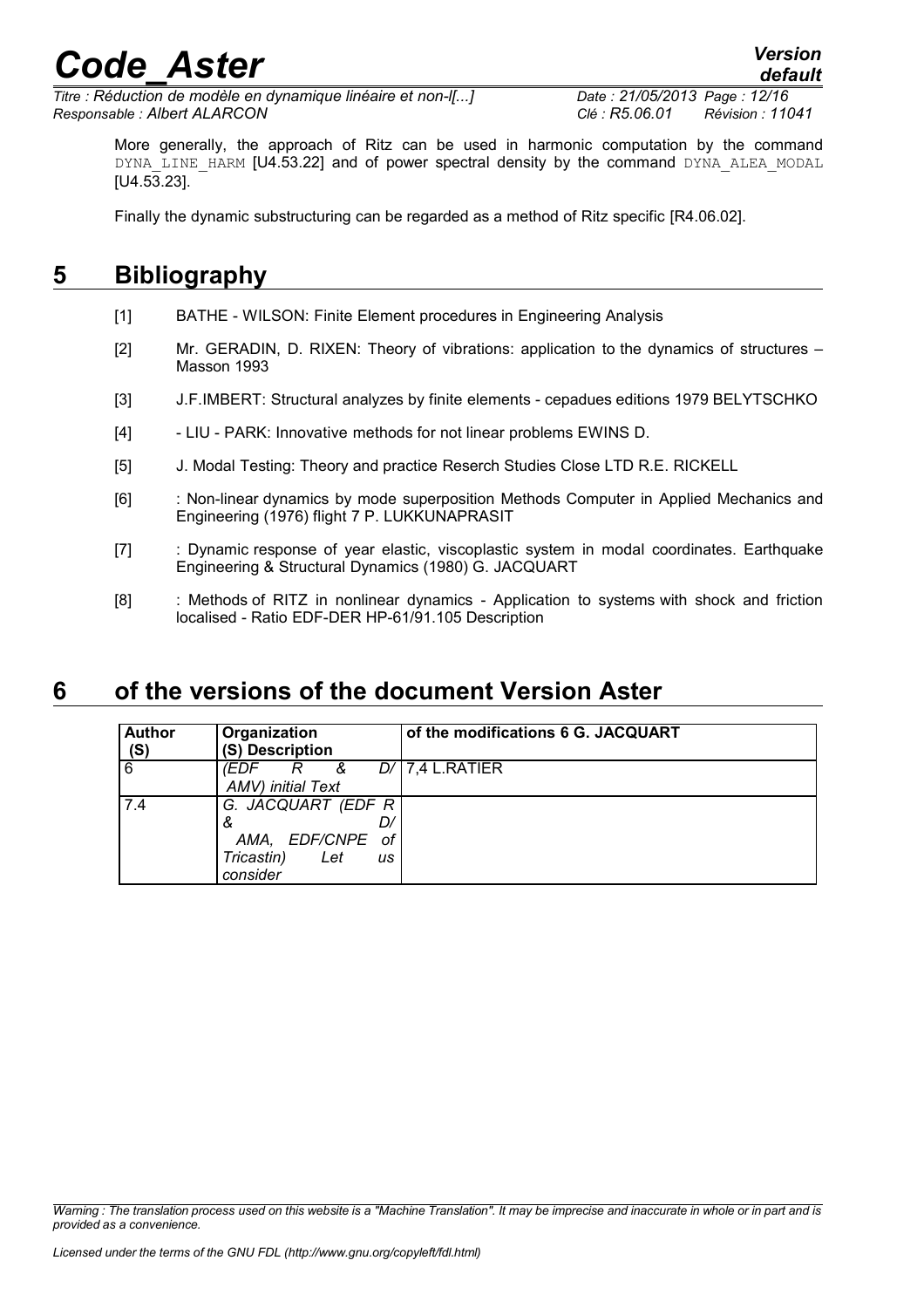More generally, the approach of Ritz can be used in harmonic computation by the command `DYNA_LINE_HARM` [U4.53.22] and of power spectral density by the command `DYNA_ALEA_MODAL` [U4.53.23].

Finally the dynamic substructuring can be regarded as a method of Ritz specific [R4.06.02].

# 5 Bibliography

[1] BATHE - WILSON: Finite Element procedures in Engineering Analysis

[2] Mr. GERADIN, D. RIXEN: Theory of vibrations: application to the dynamics of structures – Masson 1993

[3] J.F.IMBERT: Structural analyzes by finite elements - cepadues editions 1979 BELYTSCHKO

[4] - LIU - PARK: Innovative methods for not linear problems EWINS D.

[5] J. Modal Testing: Theory and practice Reserch Studies Close LTD R.E. RICKELL

[6] : Non-linear dynamics by mode superposition Methods Computer in Applied Mechanics and Engineering (1976) flight 7 P. LUKKUNAPRASIT

[7] : Dynamic response of year elastic, viscoplastic system in modal coordinates. Earthquake Engineering & Structural Dynamics (1980) G. JACQUART

[8] : Methods of RITZ in nonlinear dynamics - Application to systems with shock and friction localised - Ratio EDF-DER HP-61/91.105 Description

# 6 of the versions of the document Version Aster

| **Author (S)** | **Organization (S) Description** | **of the modifications 6 G. JACQUART** |
|---|---|---|
| 6 | *(EDF R & D/ AMV) initial Text* | 7,4 L.RATIER |
| 7.4 | *G. JACQUART (EDF R & D/ AMA, EDF/CNPE of Tricastin) Let us consider* | |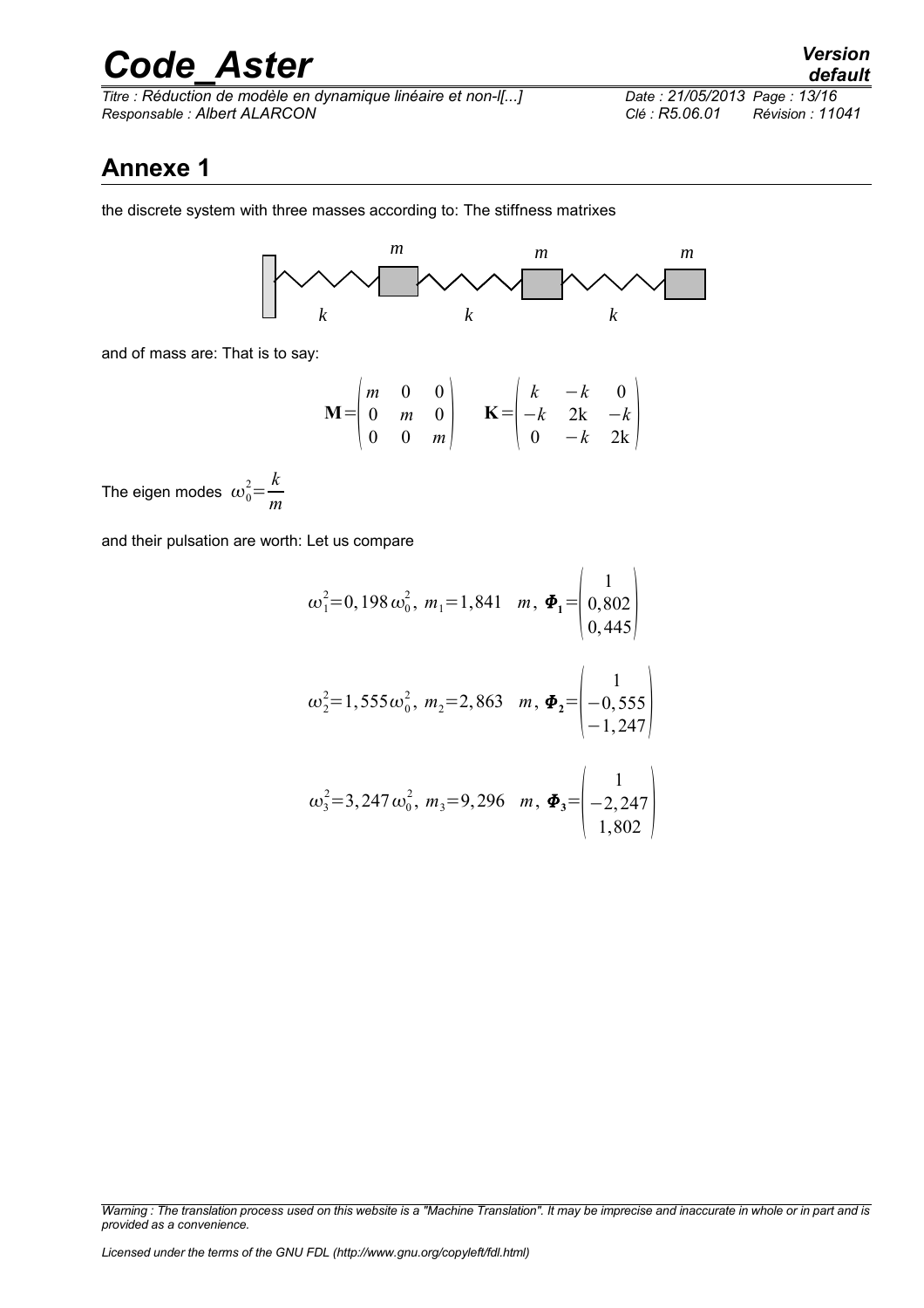## Annexe 1

the discrete system with three masses according to: The stiffness matrixes

and of mass are: That is to say:

$$\mathbf{M}=\begin{pmatrix} m & 0 & 0 \\ 0 & m & 0 \\ 0 & 0 & m \end{pmatrix} \quad \mathbf{K}=\begin{pmatrix} k & -k & 0 \\ -k & 2\mathrm{k} & -k \\ 0 & -k & 2\mathrm{k} \end{pmatrix}$$

The eigen modes $\omega_0^2=\dfrac{k}{m}$

and their pulsation are worth: Let us compare

$$\omega_1^2=0,198\,\omega_0^2,\ m_1=1,841 \quad m,\ \boldsymbol{\Phi_1}=\begin{pmatrix} 1 \\ 0,802 \\ 0,445 \end{pmatrix}$$

$$\omega_2^2=1,555\,\omega_0^2,\ m_2=2,863 \quad m,\ \boldsymbol{\Phi_2}=\begin{pmatrix} 1 \\ -0,555 \\ -1,247 \end{pmatrix}$$

$$\omega_3^2=3,247\,\omega_0^2,\ m_3=9,296 \quad m,\ \boldsymbol{\Phi_3}=\begin{pmatrix} 1 \\ -2,247 \\ 1,802 \end{pmatrix}$$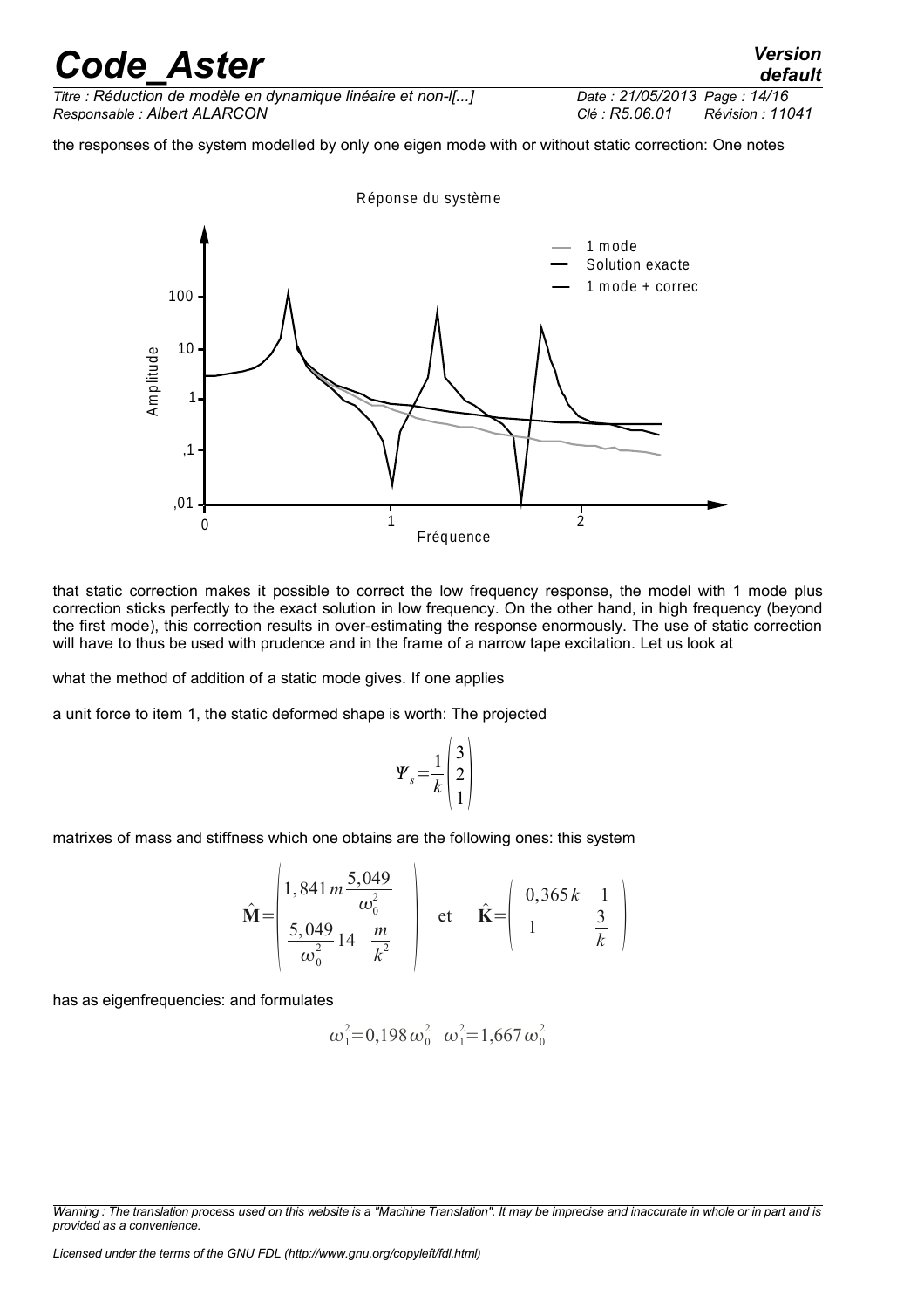the responses of the system modelled by only one eigen mode with or without static correction: One notes

Réponse du système

that static correction makes it possible to correct the low frequency response, the model with 1 mode plus correction sticks perfectly to the exact solution in low frequency. On the other hand, in high frequency (beyond the first mode), this correction results in over-estimating the response enormously. The use of static correction will have to thus be used with prudence and in the frame of a narrow tape excitation. Let us look at

what the method of addition of a static mode gives. If one applies

a unit force to item 1, the static deformed shape is worth: The projected

$$\Psi_s = \frac{1}{k} \begin{pmatrix} 3 \\ 2 \\ 1 \end{pmatrix}$$

matrixes of mass and stiffness which one obtains are the following ones: this system

$$\hat{\mathbf{M}} = \begin{pmatrix} 1,841\,m & \dfrac{5,049}{\omega_0^2} \\ \dfrac{5,049}{\omega_0^2} & 14 \quad \dfrac{m}{k^2} \end{pmatrix} \quad \text{et} \quad \hat{\mathbf{K}} = \begin{pmatrix} 0,365\,k & 1 \\ 1 & \dfrac{3}{k} \end{pmatrix}$$

has as eigenfrequencies: and formulates

$$\omega_1^2 = 0,198\,\omega_0^2 \quad \omega_1^2 = 1,667\,\omega_0^2$$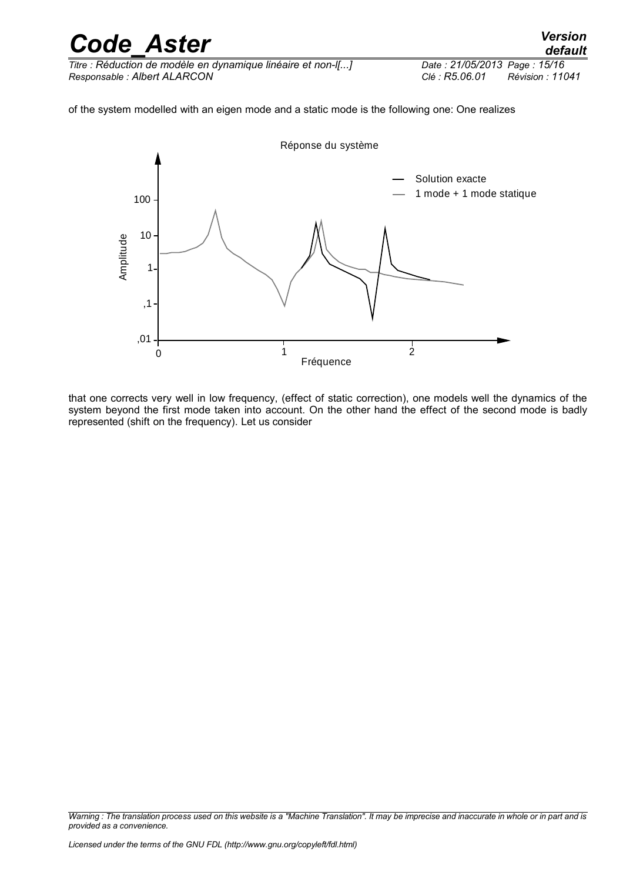of the system modelled with an eigen mode and a static mode is the following one: One realizes

that one corrects very well in low frequency, (effect of static correction), one models well the dynamics of the system beyond the first mode taken into account. On the other hand the effect of the second mode is badly represented (shift on the frequency). Let us consider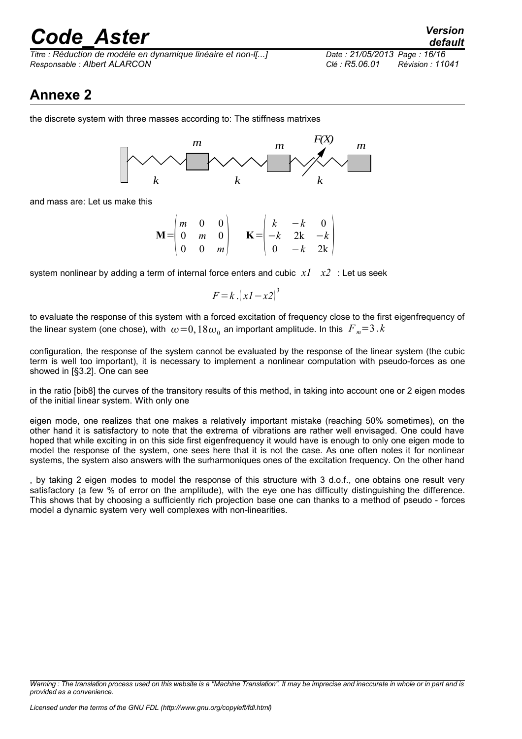## Annexe 2

the discrete system with three masses according to: The stiffness matrixes

m m F(X) m

k k k

and mass are: Let us make this

$$\mathbf{M}=\begin{pmatrix} m & 0 & 0 \\ 0 & m & 0 \\ 0 & 0 & m \end{pmatrix} \quad \mathbf{K}=\begin{pmatrix} k & -k & 0 \\ -k & 2\mathrm{k} & -k \\ 0 & -k & 2\mathrm{k} \end{pmatrix}$$

system nonlinear by adding a term of internal force enters and cubic $x1 \quad x2$ : Let us seek

$$F=k.(x1-x2)^3$$

to evaluate the response of this system with a forced excitation of frequency close to the first eigenfrequency of the linear system (one chose), with $\omega=0,18\omega_0$ an important amplitude. In this $F_m=3.k$

configuration, the response of the system cannot be evaluated by the response of the linear system (the cubic term is well too important), it is necessary to implement a nonlinear computation with pseudo-forces as one showed in [§3.2]. One can see

in the ratio [bib8] the curves of the transitory results of this method, in taking into account one or 2 eigen modes of the initial linear system. With only one

eigen mode, one realizes that one makes a relatively important mistake (reaching 50% sometimes), on the other hand it is satisfactory to note that the extrema of vibrations are rather well envisaged. One could have hoped that while exciting in on this side first eigenfrequency it would have is enough to only one eigen mode to model the response of the system, one sees here that it is not the case. As one often notes it for nonlinear systems, the system also answers with the surharmoniques ones of the excitation frequency. On the other hand

, by taking 2 eigen modes to model the response of this structure with 3 d.o.f., one obtains one result very satisfactory (a few % of error on the amplitude), with the eye one has difficulty distinguishing the difference. This shows that by choosing a sufficiently rich projection base one can thanks to a method of pseudo - forces model a dynamic system very well complexes with non-linearities.